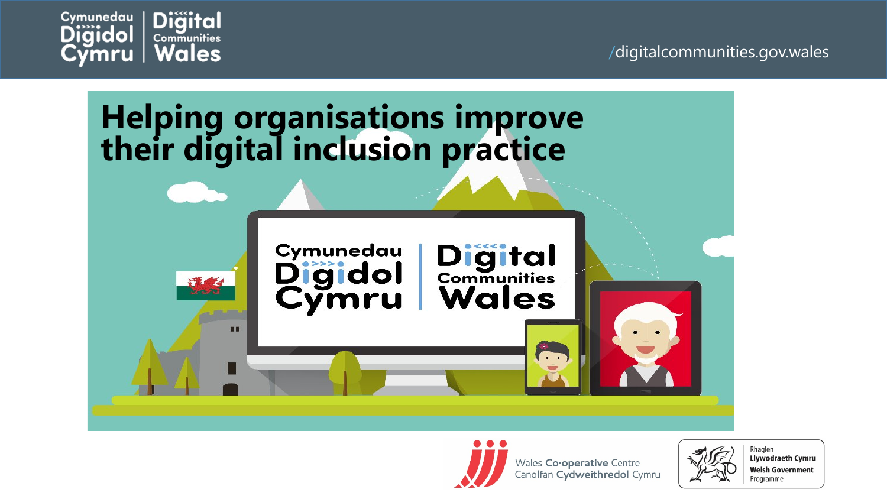Cymunedau Digidol Cymru | Digital Communities Wales

/digitalcommunities.gov.wales

# Helping organisations improve their digital inclusion practice

Wales Co-operative Centre
Canolfan Cydweithredol Cymru

Rhaglen Llywodraeth Cymru
Welsh Government Programme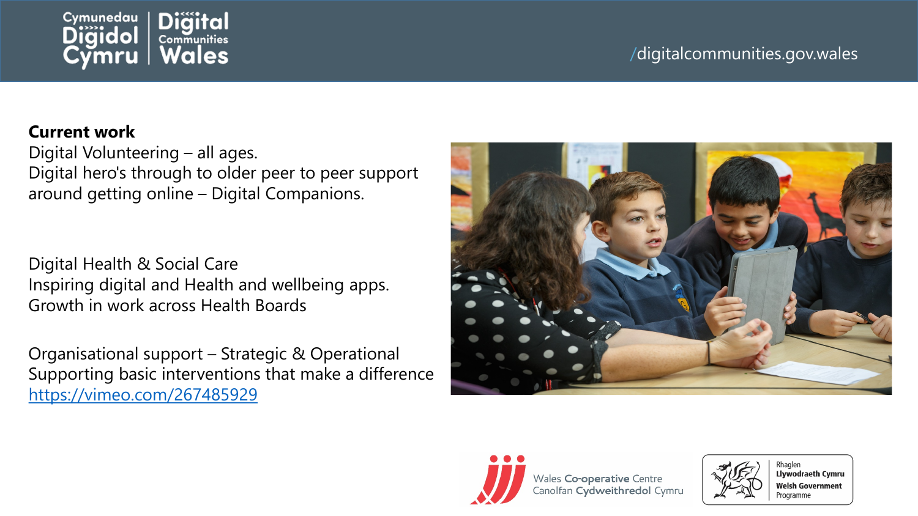**Current work**

Digital Volunteering – all ages.
Digital hero's through to older peer to peer support around getting online – Digital Companions.

Digital Health & Social Care
Inspiring digital and Health and wellbeing apps.
Growth in work across Health Boards

Organisational support – Strategic & Operational
Supporting basic interventions that make a difference
https://vimeo.com/267485929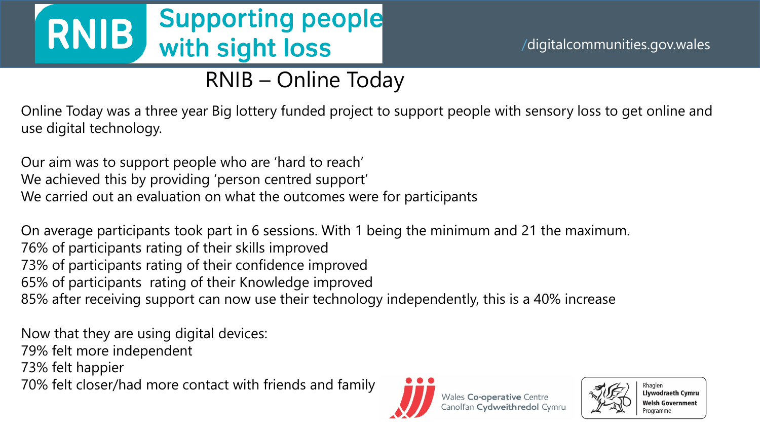# RNIB – Online Today

Online Today was a three year Big lottery funded project to support people with sensory loss to get online and use digital technology.

Our aim was to support people who are 'hard to reach'
We achieved this by providing 'person centred support'
We carried out an evaluation on what the outcomes were for participants

On average participants took part in 6 sessions. With 1 being the minimum and 21 the maximum.
76% of participants rating of their skills improved
73% of participants rating of their confidence improved
65% of participants rating of their Knowledge improved
85% after receiving support can now use their technology independently, this is a 40% increase

Now that they are using digital devices:
79% felt more independent
73% felt happier
70% felt closer/had more contact with friends and family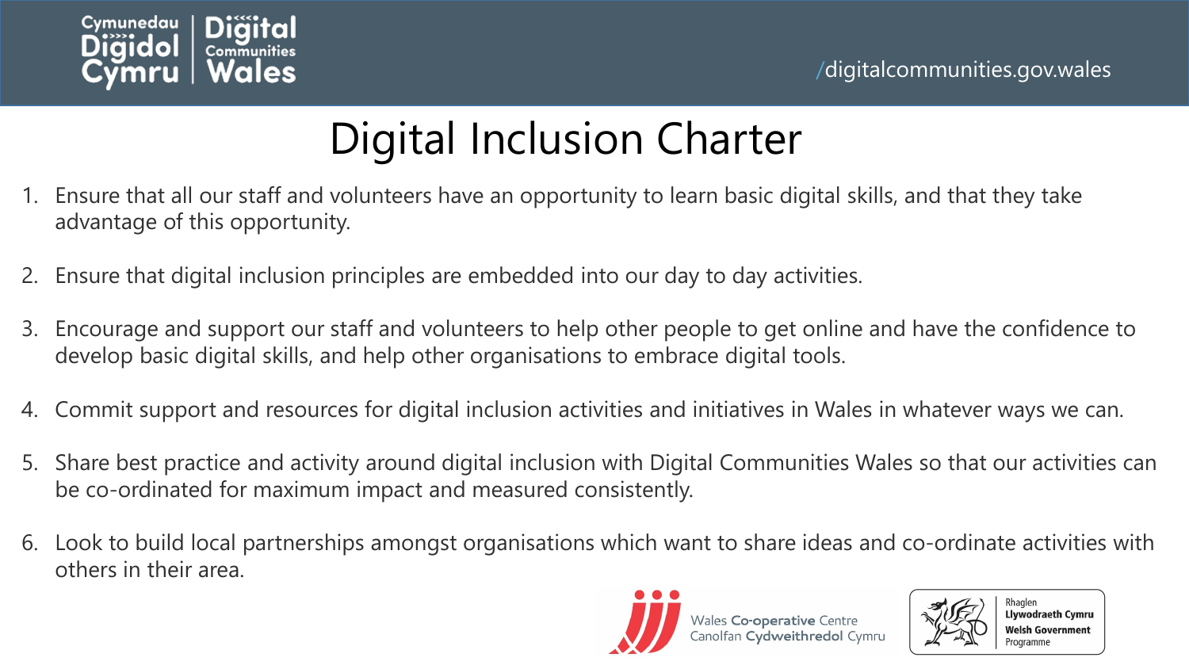# Digital Inclusion Charter

1. Ensure that all our staff and volunteers have an opportunity to learn basic digital skills, and that they take advantage of this opportunity.

2. Ensure that digital inclusion principles are embedded into our day to day activities.

3. Encourage and support our staff and volunteers to help other people to get online and have the confidence to develop basic digital skills, and help other organisations to embrace digital tools.

4. Commit support and resources for digital inclusion activities and initiatives in Wales in whatever ways we can.

5. Share best practice and activity around digital inclusion with Digital Communities Wales so that our activities can be co-ordinated for maximum impact and measured consistently.

6. Look to build local partnerships amongst organisations which want to share ideas and co-ordinate activities with others in their area.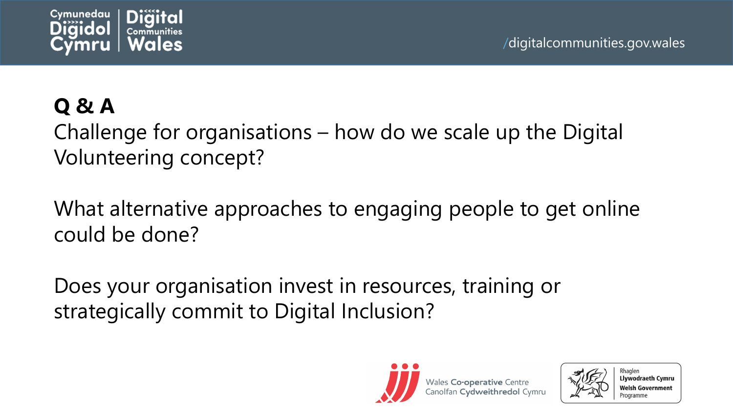# Q & A

Challenge for organisations – how do we scale up the Digital Volunteering concept?

What alternative approaches to engaging people to get online could be done?

Does your organisation invest in resources, training or strategically commit to Digital Inclusion?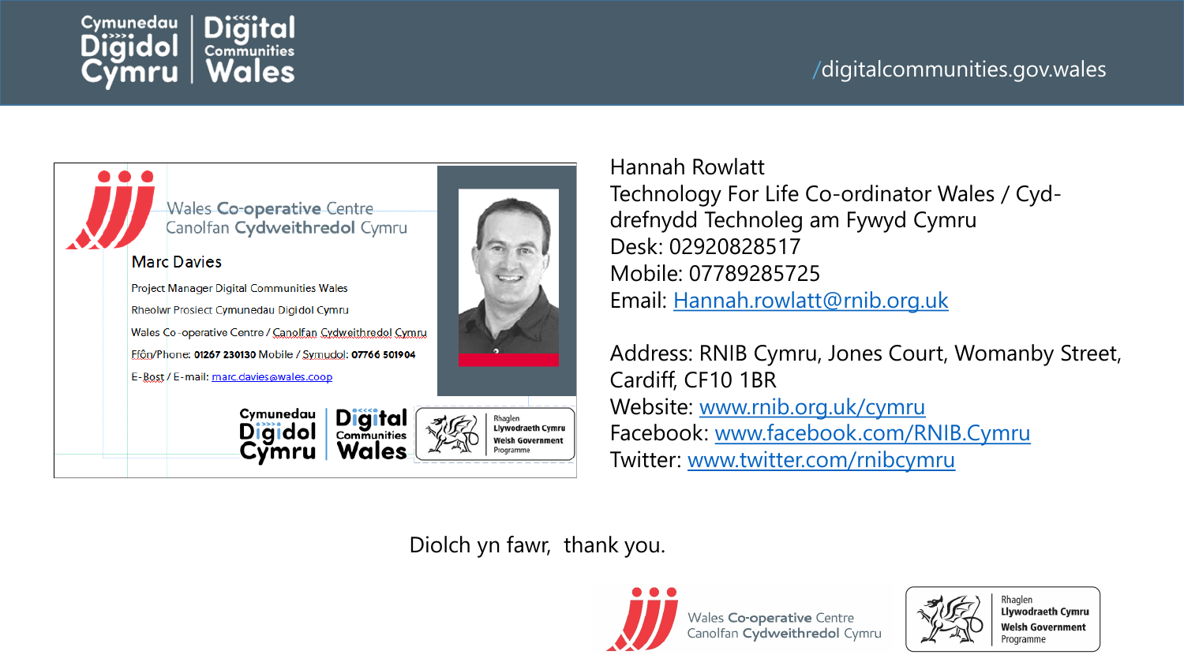Cymunedau Digidol Cymru | Digital Communities Wales

/digitalcommunities.gov.wales

Wales Co-operative Centre
Canolfan Cydweithredol Cymru

Marc Davies

Project Manager Digital Communities Wales

Rheolwr Prosiect Cymunedau Digidol Cymru

Wales Co-operative Centre / Canolfan Cydweithredol Cymru

Ffôn/Phone: **01267 230130** Mobile / Symudol: **07766 501904**

E-Bost / E-mail: marc.davies@wales.coop

Hannah Rowlatt
Technology For Life Co-ordinator Wales / Cyd-drefnydd Technoleg am Fywyd Cymru
Desk: 02920828517
Mobile: 07789285725
Email: Hannah.rowlatt@rnib.org.uk

Address: RNIB Cymru, Jones Court, Womanby Street, Cardiff, CF10 1BR
Website: www.rnib.org.uk/cymru
Facebook: www.facebook.com/RNIB.Cymru
Twitter: www.twitter.com/rnibcymru

Diolch yn fawr, thank you.

Wales Co-operative Centre
Canolfan Cydweithredol Cymru

Rhaglen Llywodraeth Cymru
Welsh Government Programme